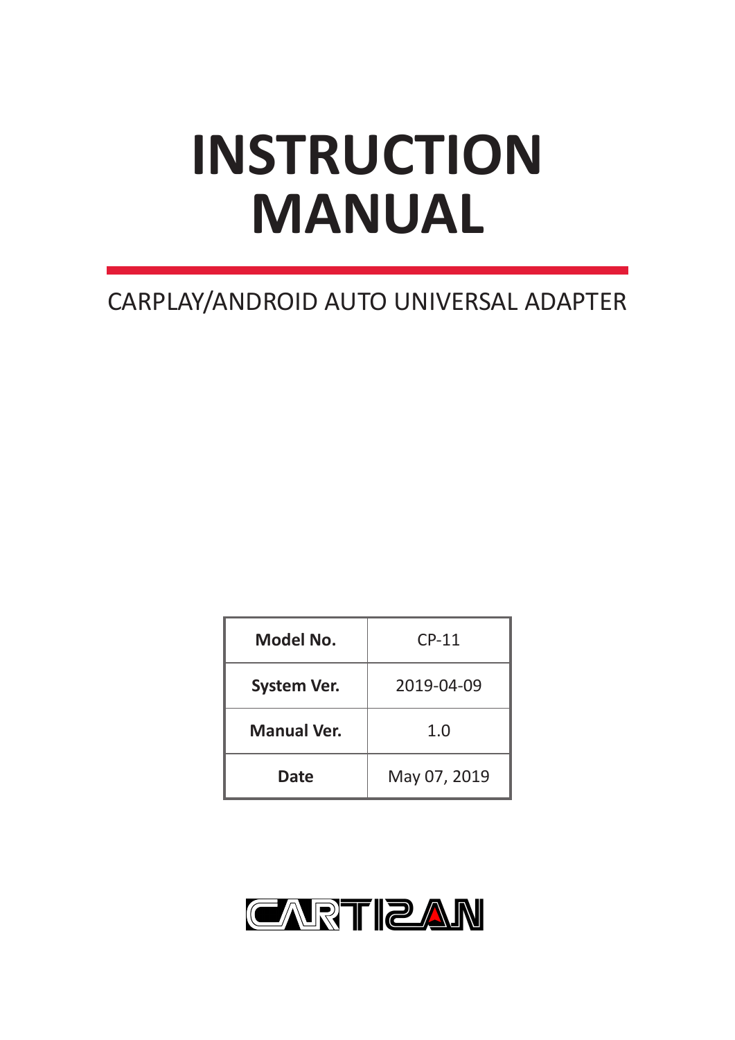# INSTRUCTION MANUAL

CARPLAY/ANDROID AUTO UNIVERSAL ADAPTER

| Model No. | CP-11 |
| --- | --- |
| System Ver. | 2019-04-09 |
| Manual Ver. | 1.0 |
| Date | May 07, 2019 |

CARTIZAN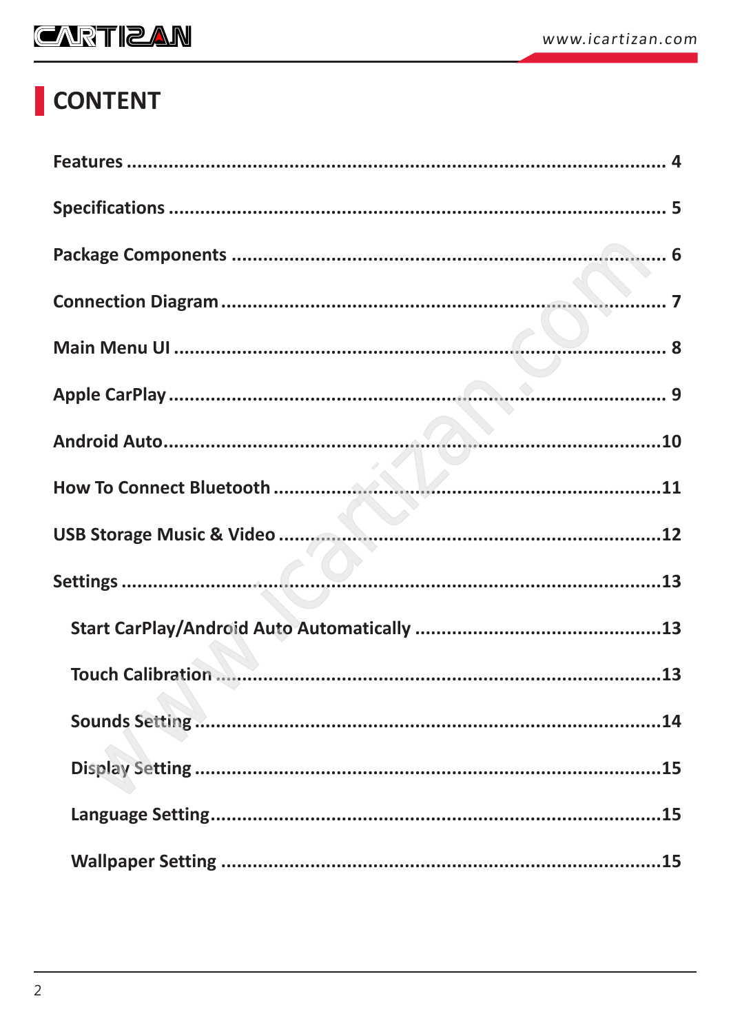# CONTENT

Features ........................................................................................ 4

Specifications .................................................................................. 5

Package Components ....................................................................... 6

Connection Diagram ......................................................................... 7

Main Menu UI ................................................................................... 8

Apple CarPlay ................................................................................... 9

Android Auto.................................................................................... 10

How To Connect Bluetooth ............................................................... 11

USB Storage Music & Video ............................................................... 12

Settings ............................................................................................ 13

- Start CarPlay/Android Auto Automatically ........................................ 13
- Touch Calibration ........................................................................... 13
- Sounds Setting ............................................................................... 14
- Display Setting ............................................................................... 15
- Language Setting............................................................................. 15
- Wallpaper Setting ........................................................................... 15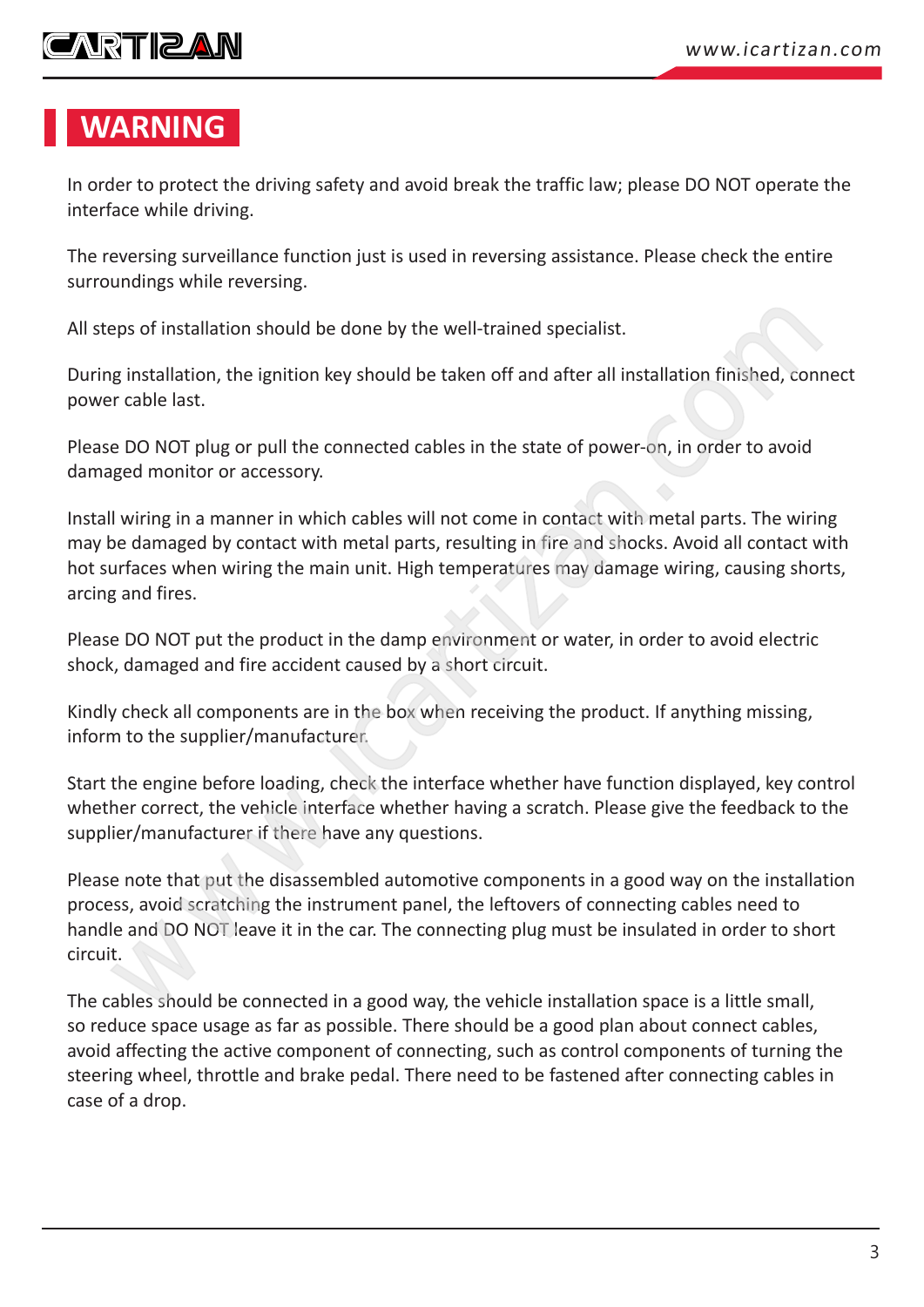# WARNING

In order to protect the driving safety and avoid break the traffic law; please DO NOT operate the interface while driving.

The reversing surveillance function just is used in reversing assistance. Please check the entire surroundings while reversing.

All steps of installation should be done by the well-trained specialist.

During installation, the ignition key should be taken off and after all installation finished, connect power cable last.

Please DO NOT plug or pull the connected cables in the state of power-on, in order to avoid damaged monitor or accessory.

Install wiring in a manner in which cables will not come in contact with metal parts. The wiring may be damaged by contact with metal parts, resulting in fire and shocks. Avoid all contact with hot surfaces when wiring the main unit. High temperatures may damage wiring, causing shorts, arcing and fires.

Please DO NOT put the product in the damp environment or water, in order to avoid electric shock, damaged and fire accident caused by a short circuit.

Kindly check all components are in the box when receiving the product. If anything missing, inform to the supplier/manufacturer.

Start the engine before loading, check the interface whether have function displayed, key control whether correct, the vehicle interface whether having a scratch. Please give the feedback to the supplier/manufacturer if there have any questions.

Please note that put the disassembled automotive components in a good way on the installation process, avoid scratching the instrument panel, the leftovers of connecting cables need to handle and DO NOT leave it in the car. The connecting plug must be insulated in order to short circuit.

The cables should be connected in a good way, the vehicle installation space is a little small, so reduce space usage as far as possible. There should be a good plan about connect cables, avoid affecting the active component of connecting, such as control components of turning the steering wheel, throttle and brake pedal. There need to be fastened after connecting cables in case of a drop.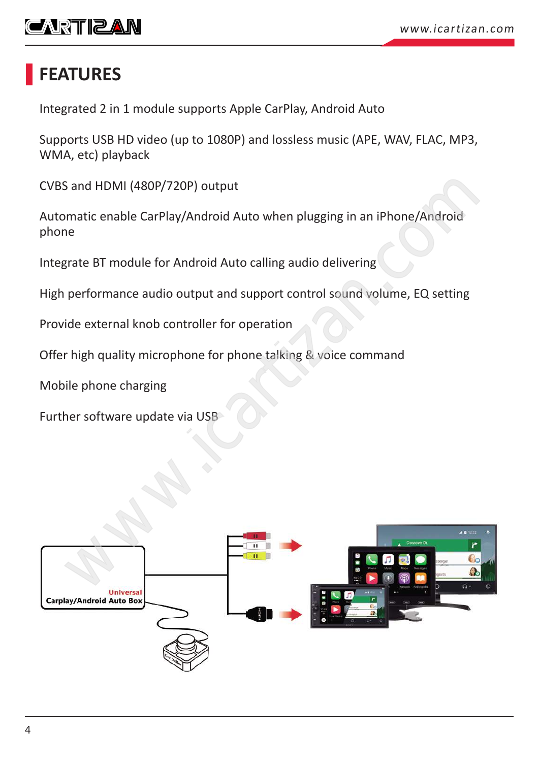# FEATURES

Integrated 2 in 1 module supports Apple CarPlay, Android Auto

Supports USB HD video (up to 1080P) and lossless music (APE, WAV, FLAC, MP3, WMA, etc) playback

CVBS and HDMI (480P/720P) output

Automatic enable CarPlay/Android Auto when plugging in an iPhone/Android phone

Integrate BT module for Android Auto calling audio delivering

High performance audio output and support control sound volume, EQ setting

Provide external knob controller for operation

Offer high quality microphone for phone talking & voice command

Mobile phone charging

Further software update via USB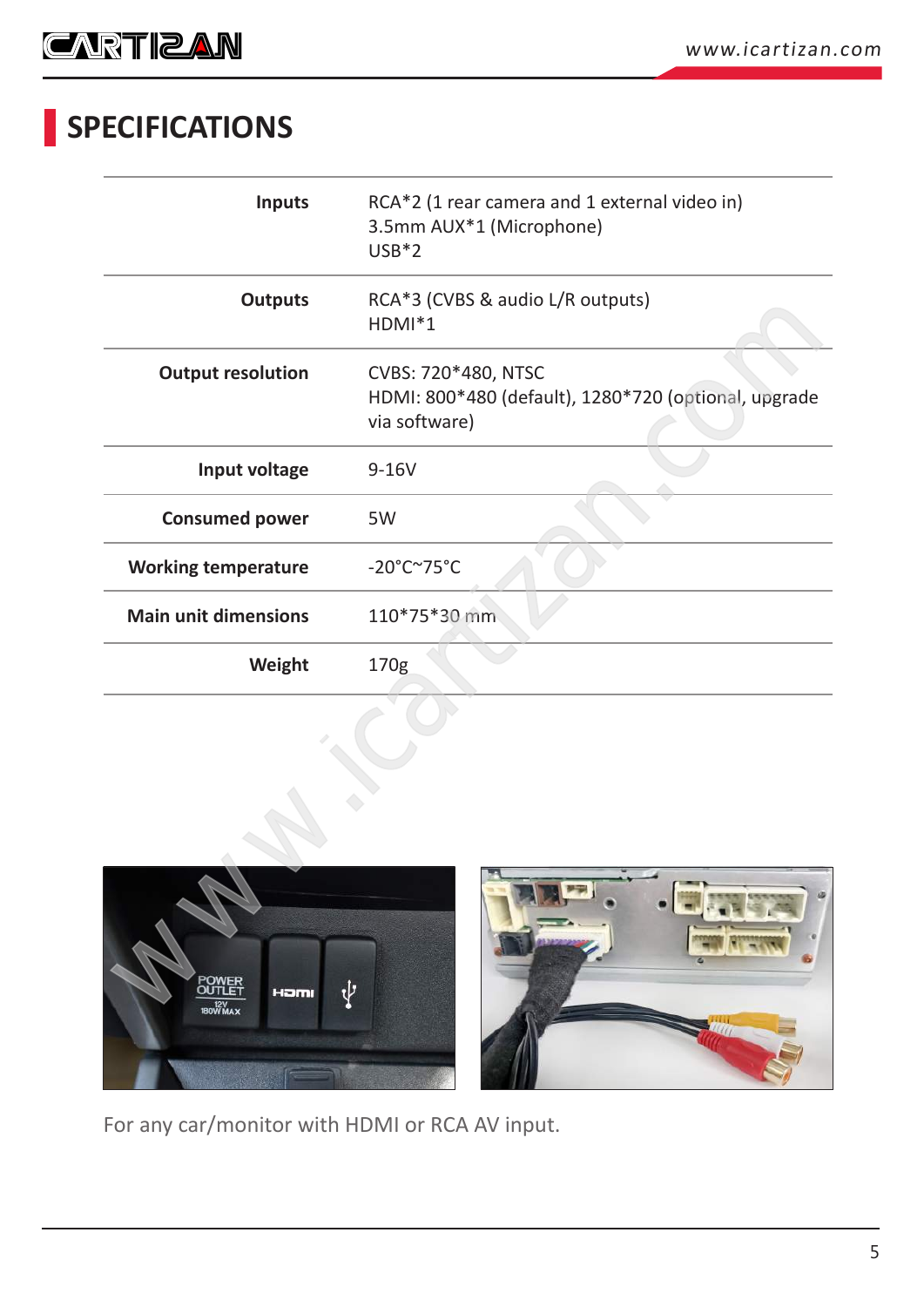# SPECIFICATIONS

| | |
|---|---|
| **Inputs** | RCA*2 (1 rear camera and 1 external video in)<br>3.5mm AUX*1 (Microphone)<br>USB*2 |
| **Outputs** | RCA*3 (CVBS & audio L/R outputs)<br>HDMI*1 |
| **Output resolution** | CVBS: 720*480, NTSC<br>HDMI: 800*480 (default), 1280*720 (optional, upgrade via software) |
| **Input voltage** | 9-16V |
| **Consumed power** | 5W |
| **Working temperature** | -20°C~75°C |
| **Main unit dimensions** | 110*75*30 mm |
| **Weight** | 170g |

For any car/monitor with HDMI or RCA AV input.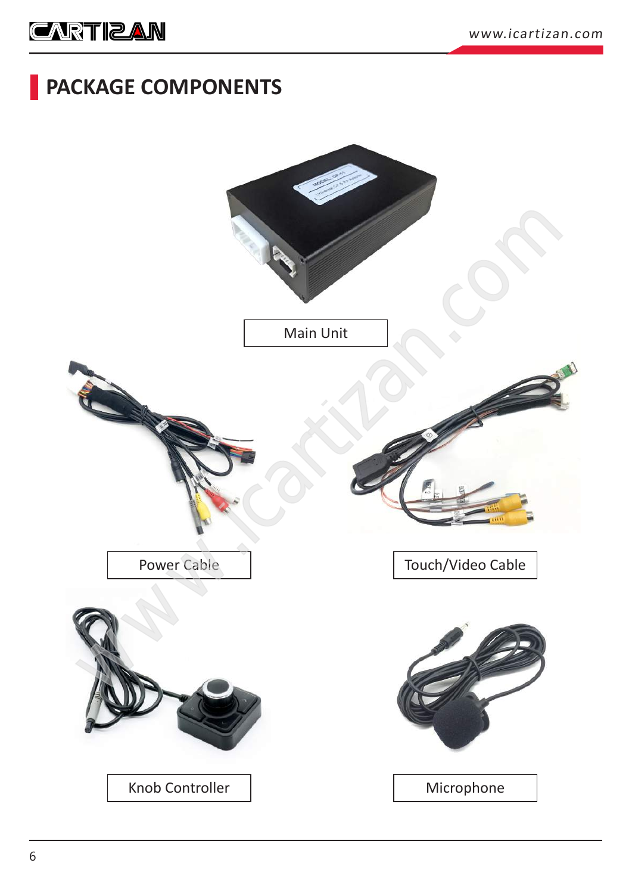## PACKAGE COMPONENTS

Main Unit

Power Cable

Touch/Video Cable

Knob Controller

Microphone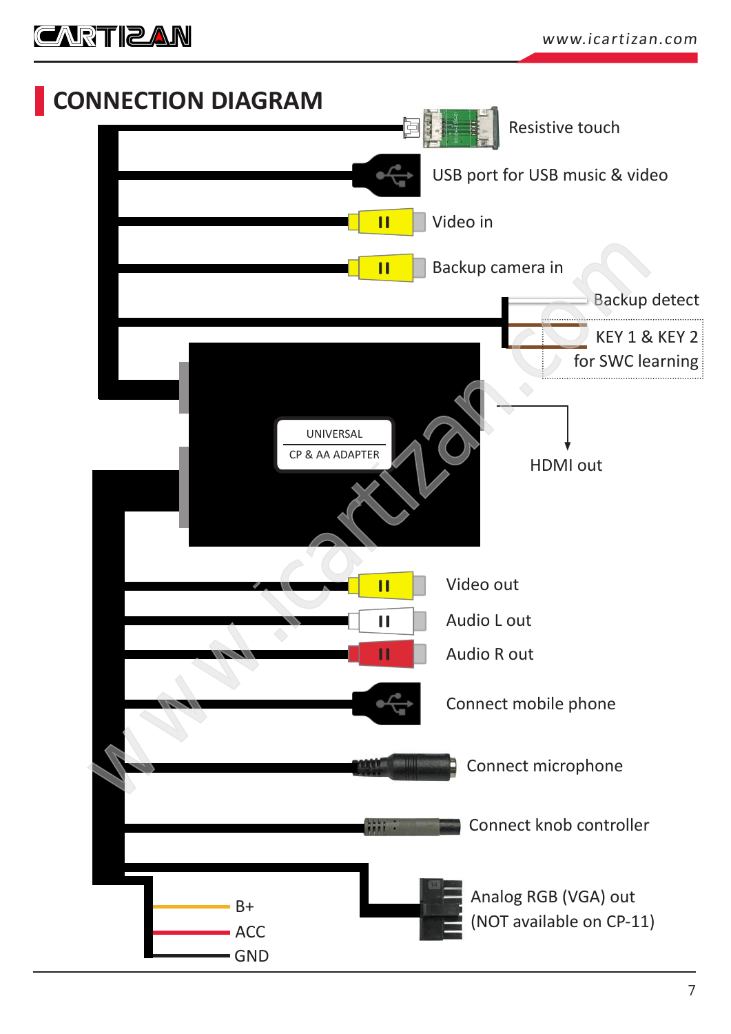# CONNECTION DIAGRAM

Resistive touch

USB port for USB music & video

Video in

Backup camera in

Backup detect

KEY 1 & KEY 2 for SWC learning

UNIVERSAL

CP & AA ADAPTER

HDMI out

Video out

Audio L out

Audio R out

Connect mobile phone

Connect microphone

Connect knob controller

B+

ACC

GND

Analog RGB (VGA) out (NOT available on CP-11)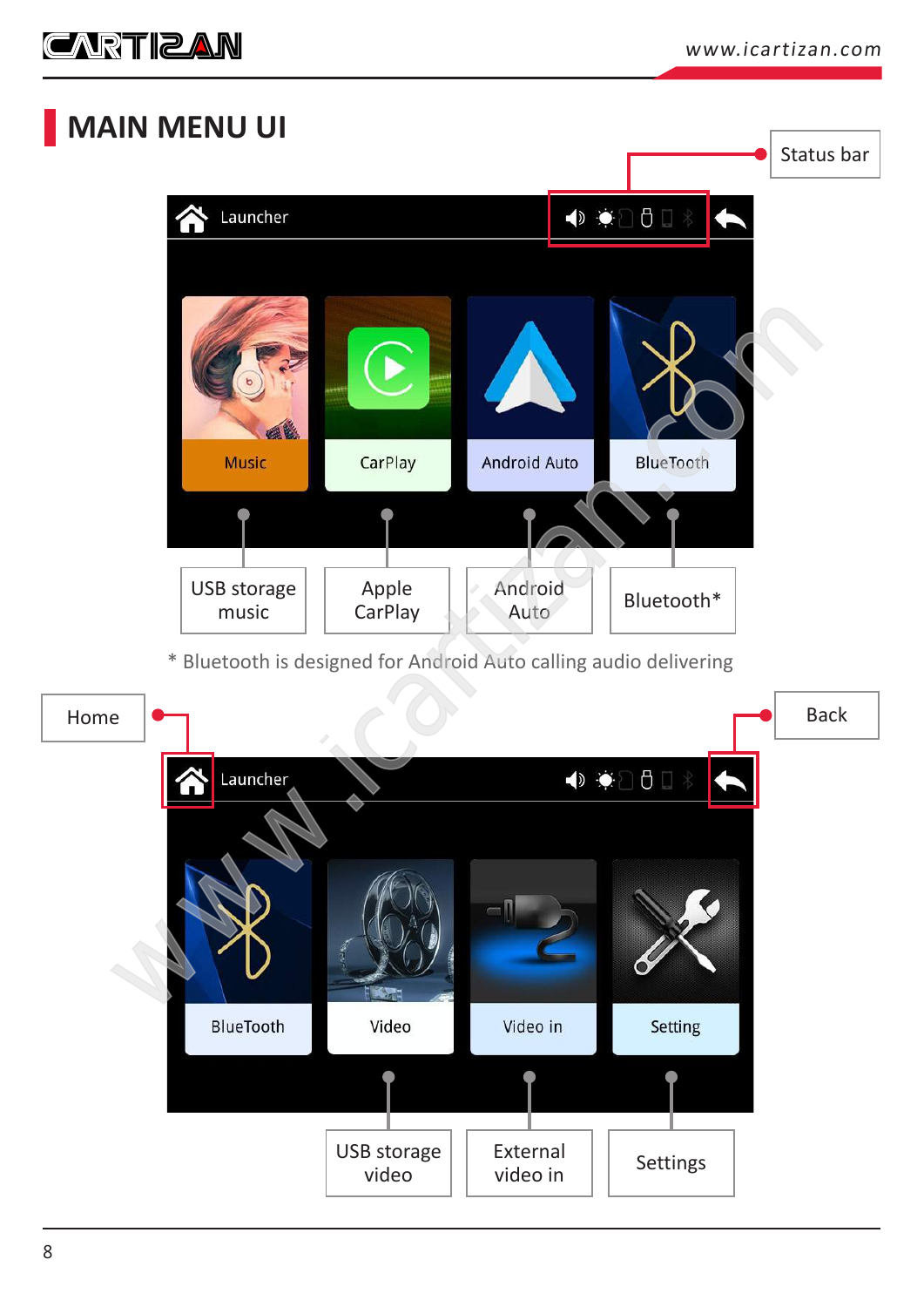# MAIN MENU UI

Status bar

Launcher

Music | CarPlay | Android Auto | BlueTooth

USB storage music | Apple CarPlay | Android Auto | Bluetooth*

* Bluetooth is designed for Android Auto calling audio delivering

Home

Back

Launcher

BlueTooth | Video | Video in | Setting

USB storage video | External video in | Settings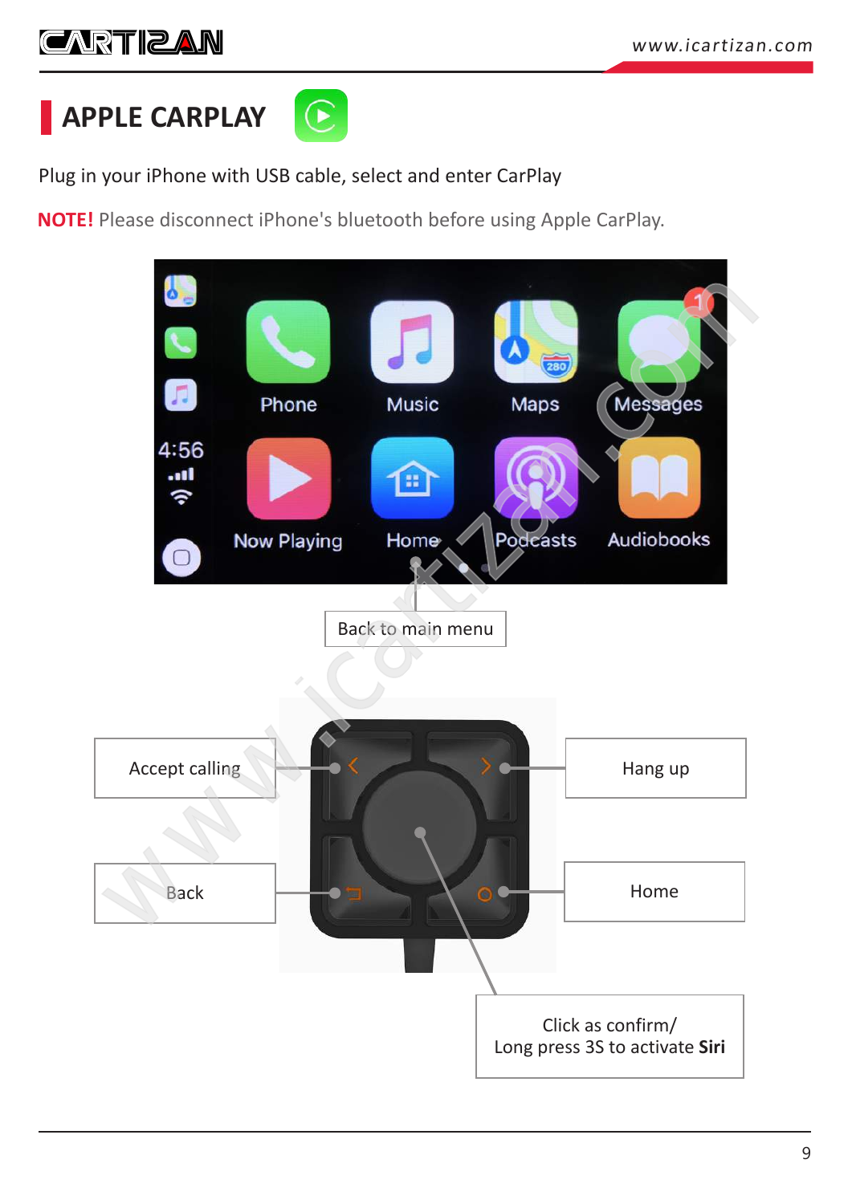## APPLE CARPLAY

Plug in your iPhone with USB cable, select and enter CarPlay

**NOTE!** Please disconnect iPhone's bluetooth before using Apple CarPlay.

Back to main menu

Accept calling

Hang up

Back

Home

Click as confirm/
Long press 3S to activate **Siri**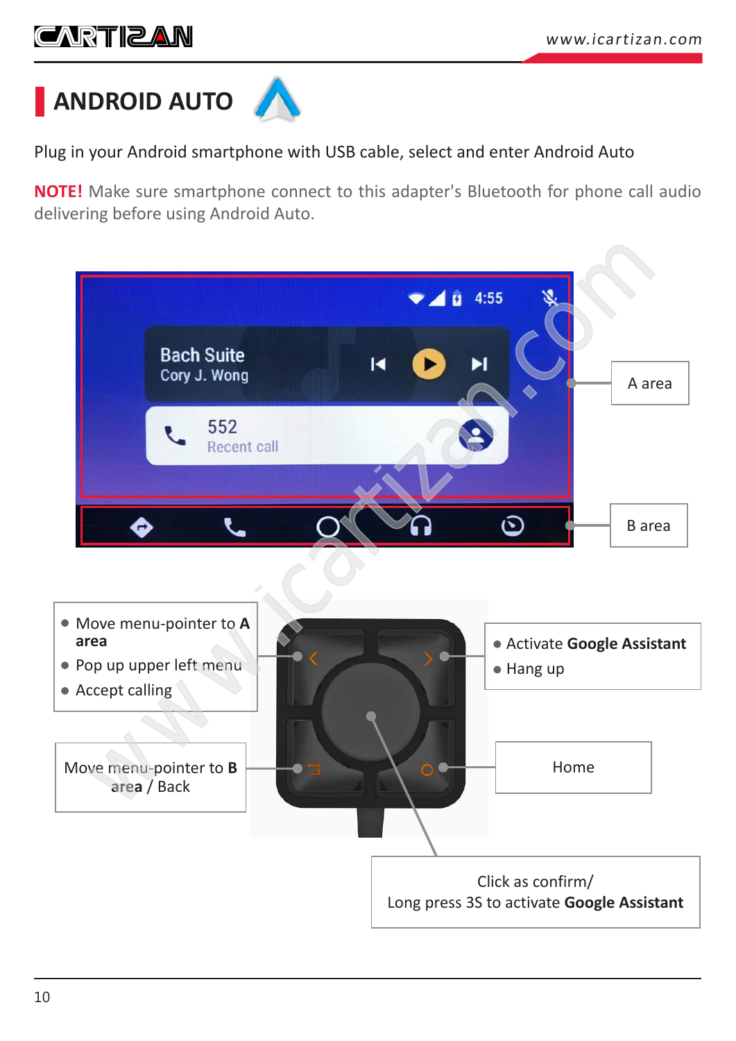## ANDROID AUTO

Plug in your Android smartphone with USB cable, select and enter Android Auto

**NOTE!** Make sure smartphone connect to this adapter's Bluetooth for phone call audio delivering before using Android Auto.

A area

B area

- Move menu-pointer to **A area**
- Pop up upper left menu
- Accept calling

- Activate **Google Assistant**
- Hang up

Move menu-pointer to **B area** / Back

Home

Click as confirm/
Long press 3S to activate **Google Assistant**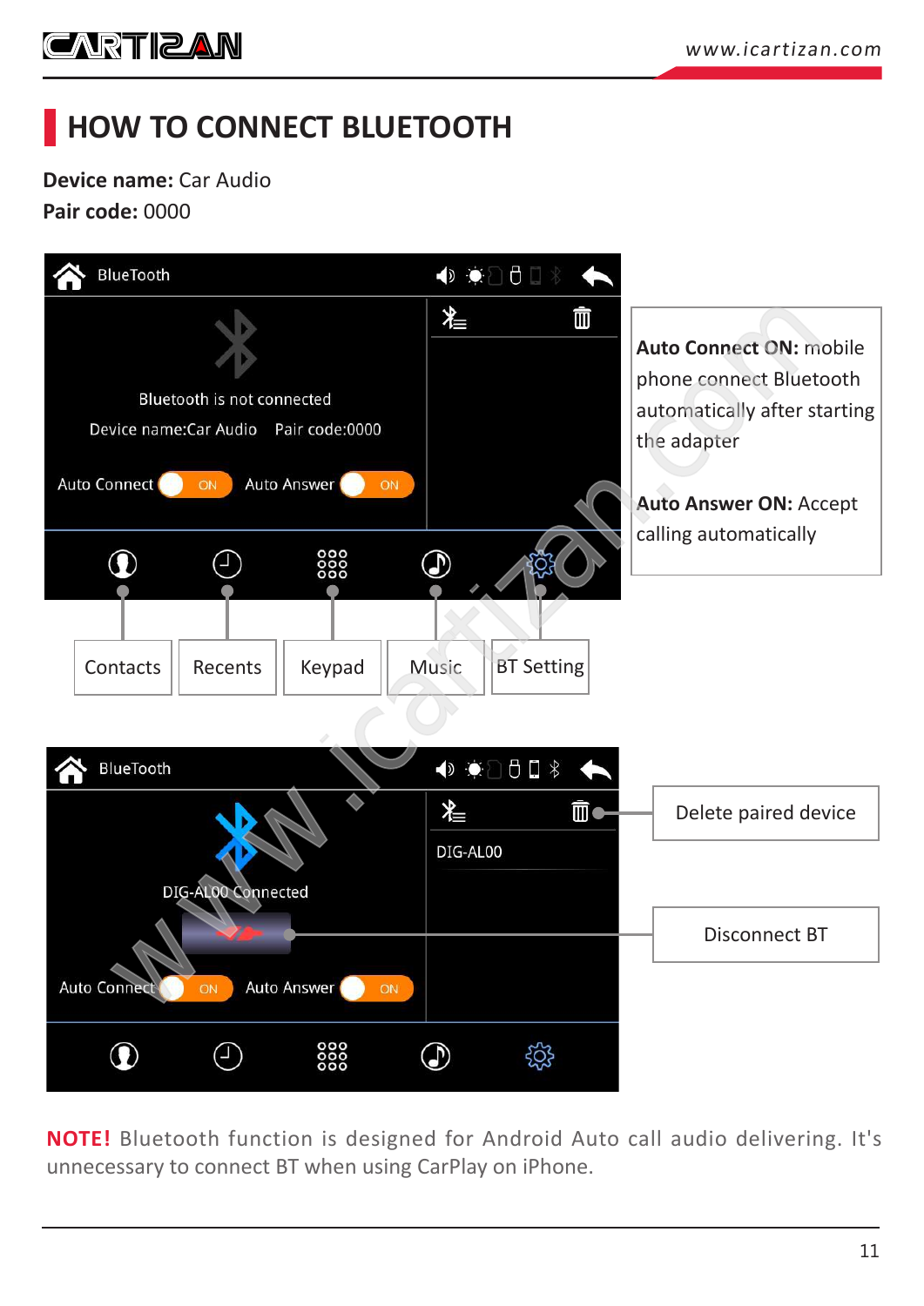# HOW TO CONNECT BLUETOOTH

**Device name:** Car Audio

**Pair code:** 0000

BlueTooth

Bluetooth is not connected

Device name:Car Audio Pair code:0000

Auto Connect ON Auto Answer ON

Contacts | Recents | Keypad | Music | BT Setting

**Auto Connect ON:** mobile phone connect Bluetooth automatically after starting the adapter

**Auto Answer ON:** Accept calling automatically

BlueTooth

DIG-AL00

DIG-AL00 Connected

Auto Connect ON Auto Answer ON

Delete paired device

Disconnect BT

**NOTE!** Bluetooth function is designed for Android Auto call audio delivering. It's unnecessary to connect BT when using CarPlay on iPhone.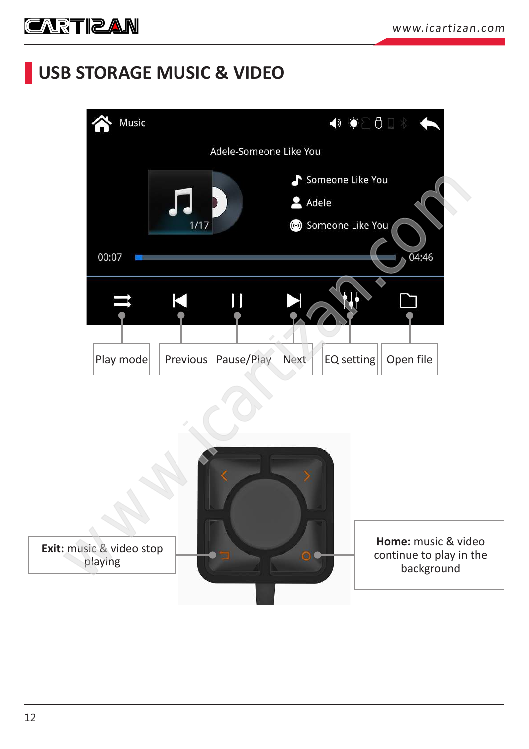# USB STORAGE MUSIC & VIDEO

Music

Adele-Someone Like You

Someone Like You

Adele

Someone Like You

1/17

00:07

04:46

Play mode

Previous

Pause/Play

Next

EQ setting

Open file

**Exit:** music & video stop playing

**Home:** music & video continue to play in the background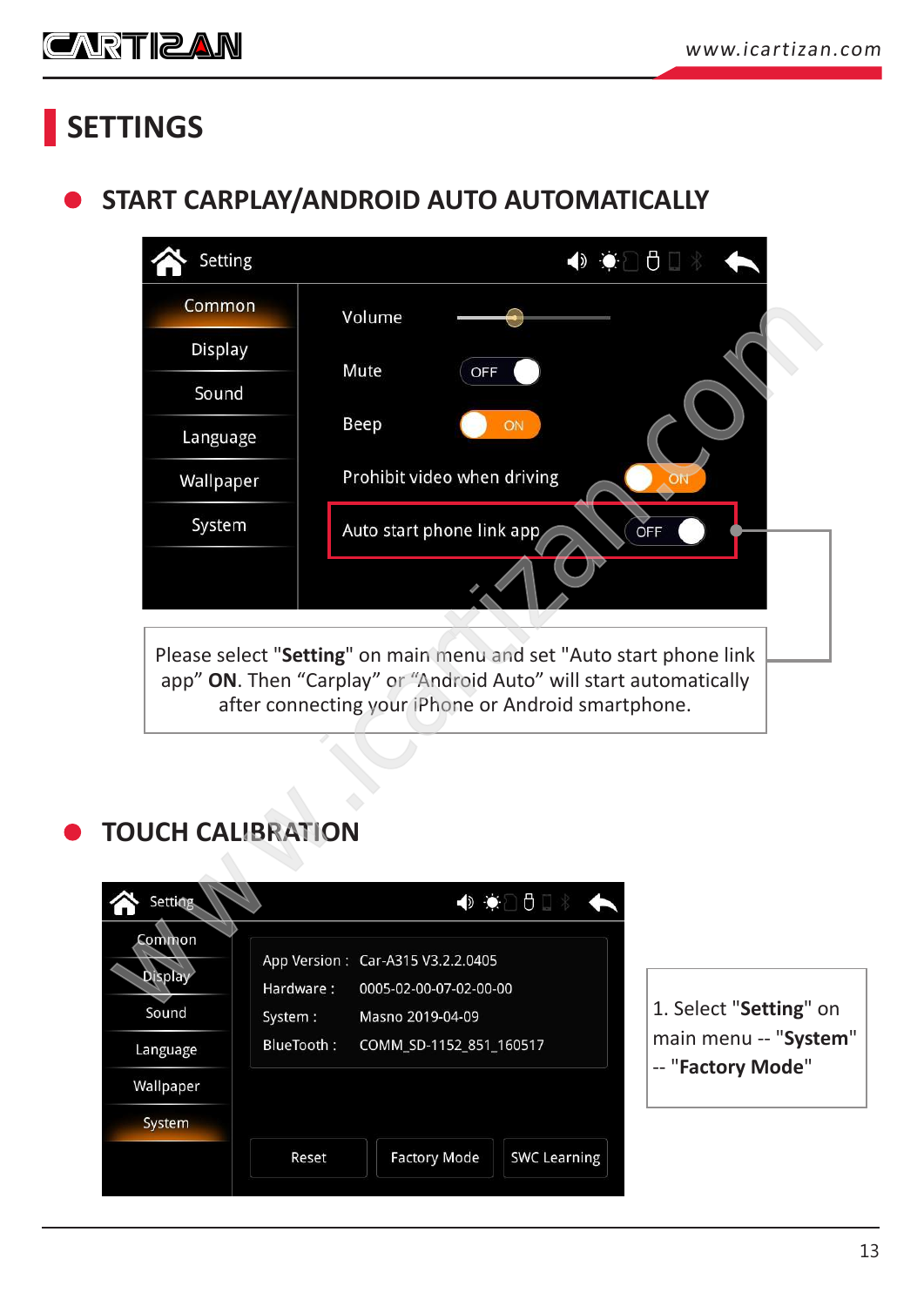# SETTINGS

## START CARPLAY/ANDROID AUTO AUTOMATICALLY

Setting

Common
Display
Sound
Language
Wallpaper
System

Volume
Mute OFF
Beep ON
Prohibit video when driving ON
Auto start phone link app OFF

Please select "**Setting**" on main menu and set "Auto start phone link app" **ON**. Then "Carplay" or "Android Auto" will start automatically after connecting your iPhone or Android smartphone.

## TOUCH CALIBRATION

Setting

Common
Display
Sound
Language
Wallpaper
System

App Version : Car-A315 V3.2.2.0405
Hardware : 0005-02-00-07-02-00-00
System : Masno 2019-04-09
BlueTooth : COMM_SD-1152_851_160517

Reset | Factory Mode | SWC Learning

1. Select "**Setting**" on main menu -- "**System**" -- "**Factory Mode**"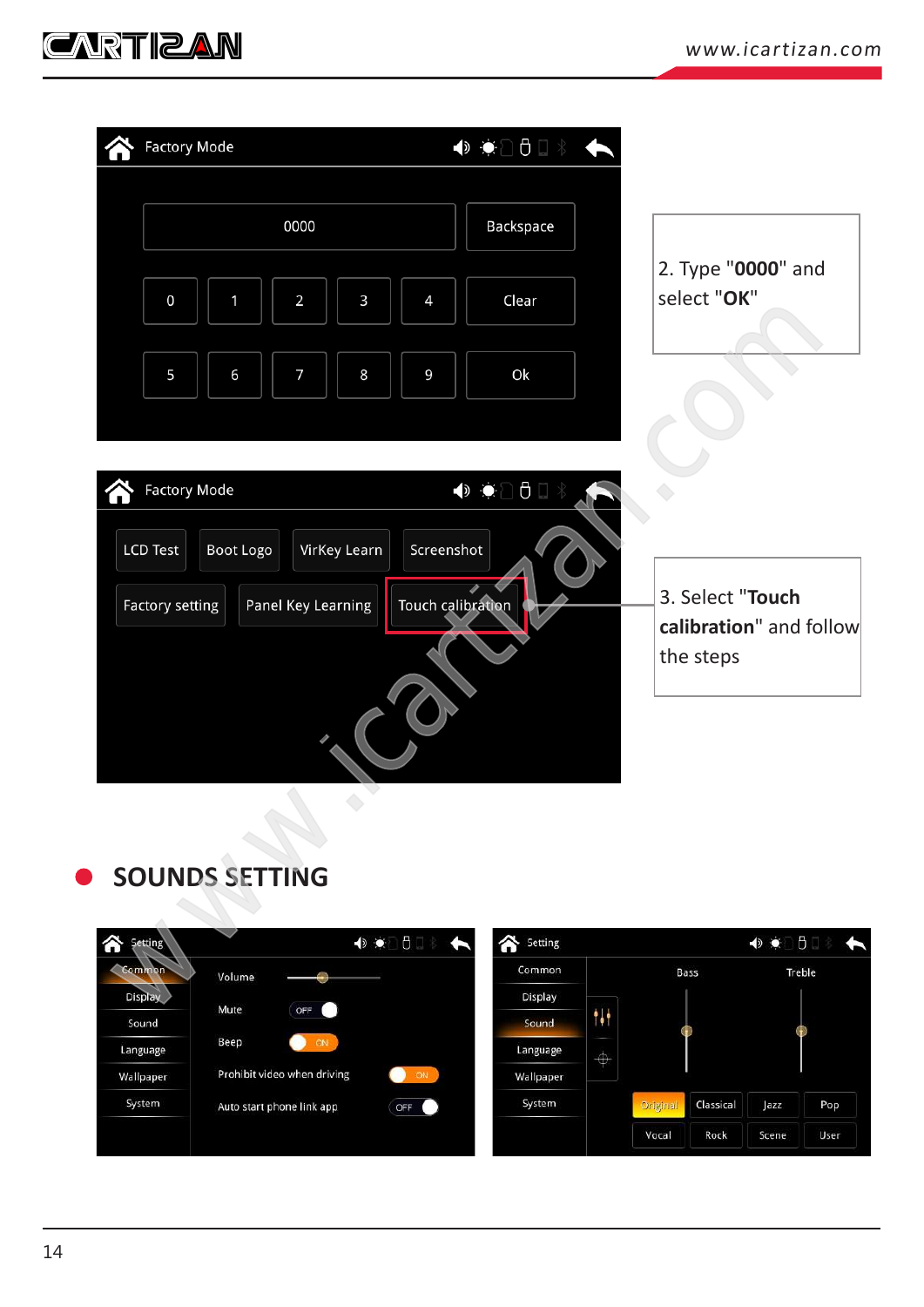2. Type "**0000**" and select "**OK**"

3. Select "**Touch calibration**" and follow the steps

## SOUNDS SETTING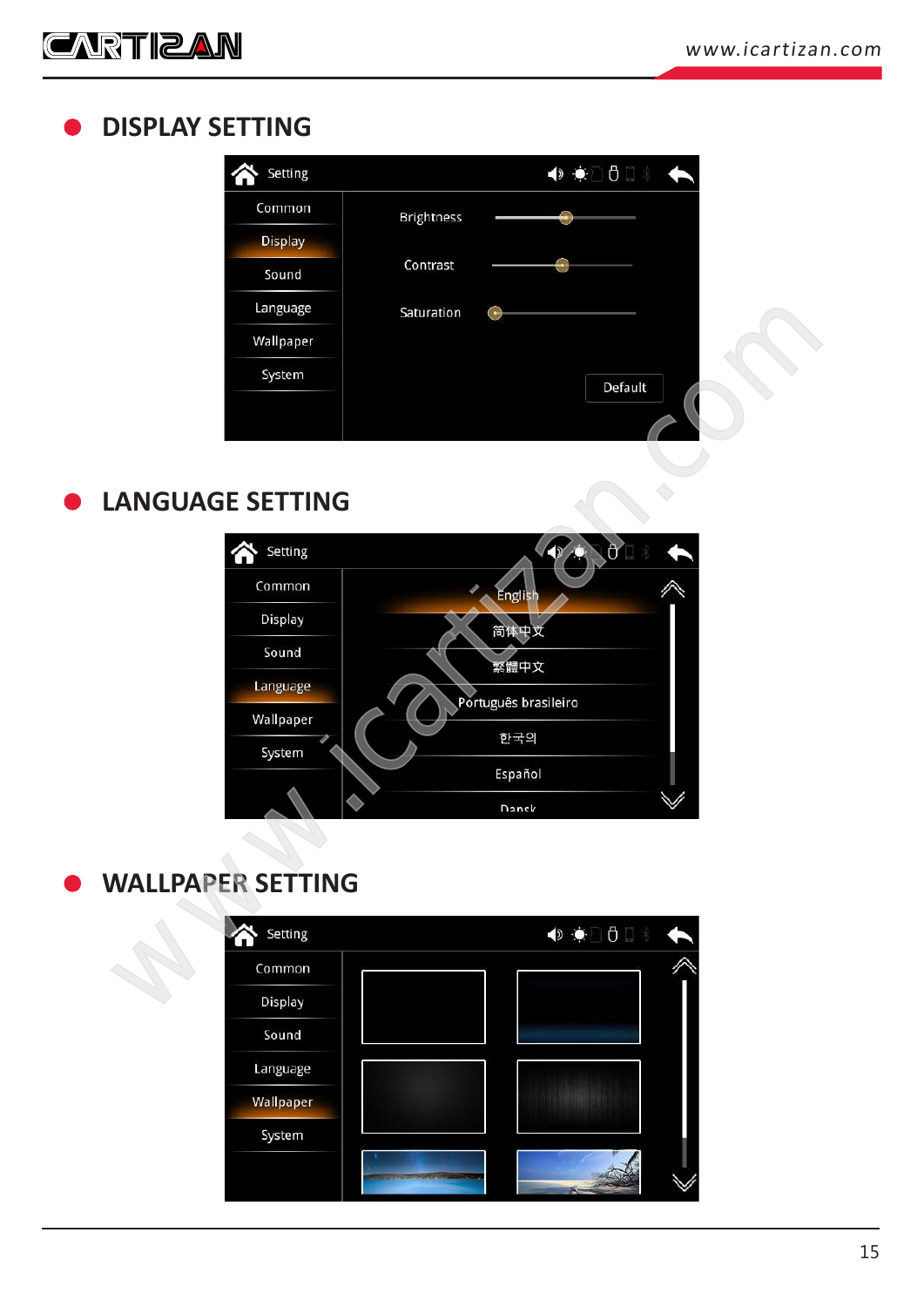## DISPLAY SETTING

Setting

Common
Display
Sound
Language
Wallpaper
System

Brightness
Contrast
Saturation

Default

## LANGUAGE SETTING

Setting

Common
Display
Sound
Language
Wallpaper
System

English
简体中文
繁體中文
Português brasileiro
한국의
Español
Dansk

## WALLPAPER SETTING

Setting

Common
Display
Sound
Language
Wallpaper
System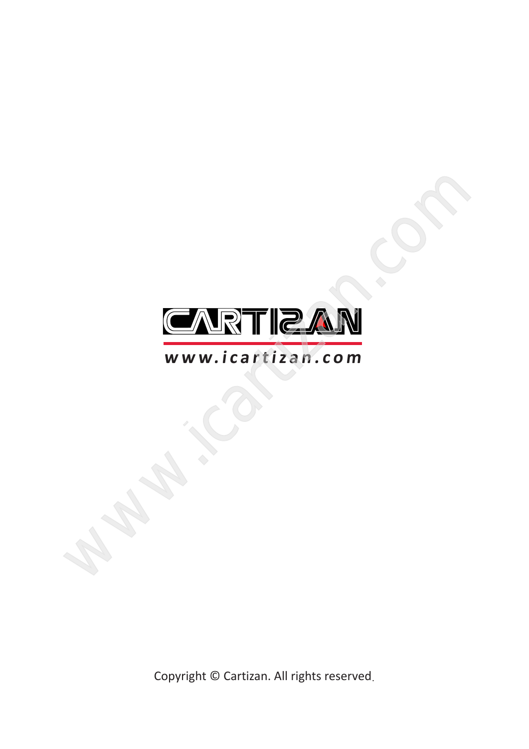CARTIZAN

www.icartizan.com

Copyright © Cartizan. All rights reserved.